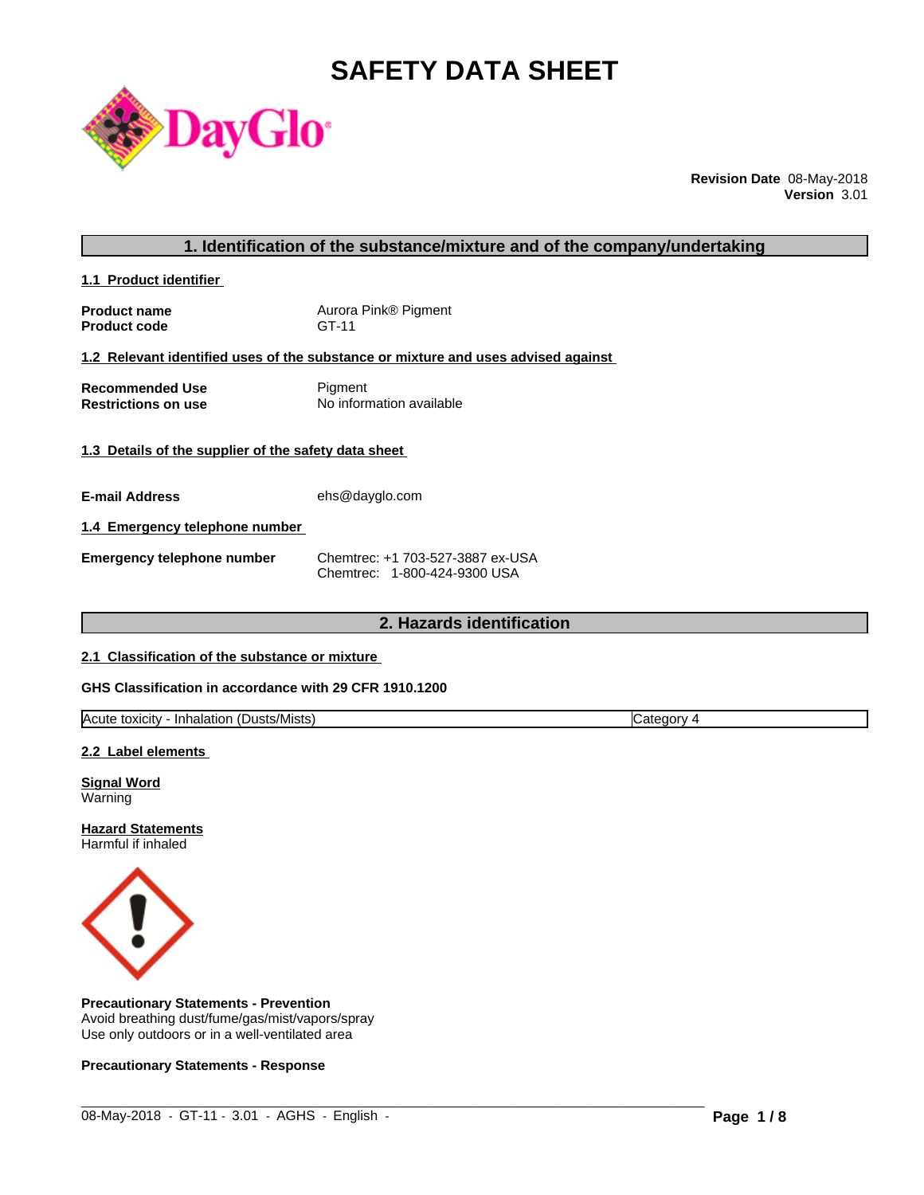# SAFETY DATA SHEET

**Revision Date** 08-May-2018
**Version** 3.01

## 1. Identification of the substance/mixture and of the company/undertaking

### 1.1 Product identifier

| | |
|---|---|
| **Product name** | Aurora Pink® Pigment |
| **Product code** | GT-11 |

### 1.2 Relevant identified uses of the substance or mixture and uses advised against

| | |
|---|---|
| **Recommended Use** | Pigment |
| **Restrictions on use** | No information available |

### 1.3 Details of the supplier of the safety data sheet

| | |
|---|---|
| **E-mail Address** | ehs@dayglo.com |

### 1.4 Emergency telephone number

| | |
|---|---|
| **Emergency telephone number** | Chemtrec: +1 703-527-3887 ex-USA<br>Chemtrec: 1-800-424-9300 USA |

## 2. Hazards identification

### 2.1 Classification of the substance or mixture

**GHS Classification in accordance with 29 CFR 1910.1200**

| | |
|---|---|
| Acute toxicity - Inhalation (Dusts/Mists) | Category 4 |

### 2.2 Label elements

**Signal Word**
Warning

**Hazard Statements**
Harmful if inhaled

**Precautionary Statements - Prevention**
Avoid breathing dust/fume/gas/mist/vapors/spray
Use only outdoors or in a well-ventilated area

**Precautionary Statements - Response**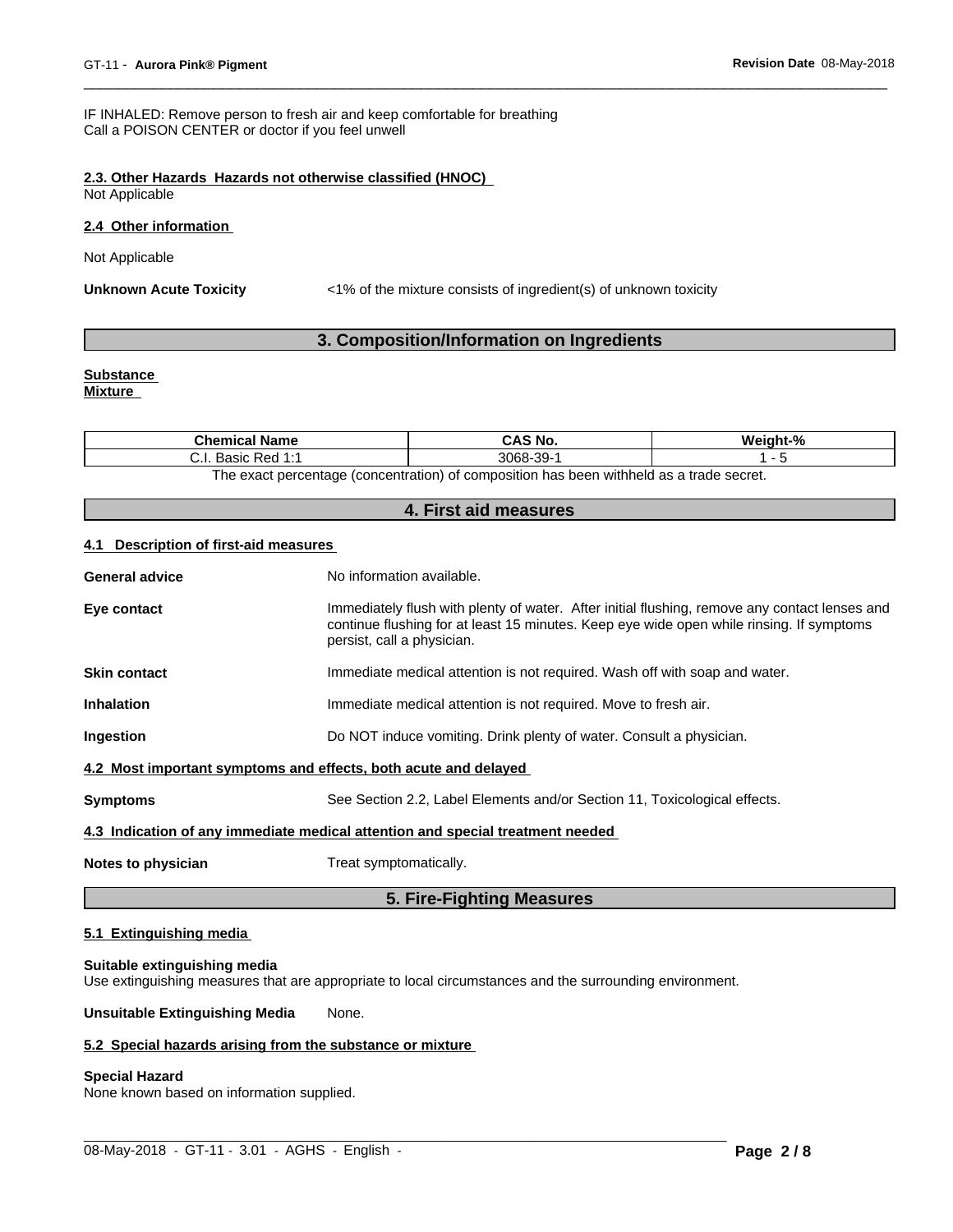IF INHALED: Remove person to fresh air and keep comfortable for breathing
Call a POISON CENTER or doctor if you feel unwell

**2.3. Other Hazards Hazards not otherwise classified (HNOC)**
Not Applicable

**2.4 Other information**

Not Applicable

**Unknown Acute Toxicity** <1% of the mixture consists of ingredient(s) of unknown toxicity

## 3. Composition/Information on Ingredients

**Substance**
**Mixture**

| Chemical Name | CAS No. | Weight-% |
|---|---|---|
| C.I. Basic Red 1:1 | 3068-39-1 | 1 - 5 |

The exact percentage (concentration) of composition has been withheld as a trade secret.

## 4. First aid measures

**4.1 Description of first-aid measures**

**General advice** No information available.

**Eye contact** Immediately flush with plenty of water. After initial flushing, remove any contact lenses and continue flushing for at least 15 minutes. Keep eye wide open while rinsing. If symptoms persist, call a physician.

**Skin contact** Immediate medical attention is not required. Wash off with soap and water.

**Inhalation** Immediate medical attention is not required. Move to fresh air.

**Ingestion** Do NOT induce vomiting. Drink plenty of water. Consult a physician.

**4.2 Most important symptoms and effects, both acute and delayed**

**Symptoms** See Section 2.2, Label Elements and/or Section 11, Toxicological effects.

**4.3 Indication of any immediate medical attention and special treatment needed**

**Notes to physician** Treat symptomatically.

## 5. Fire-Fighting Measures

**5.1 Extinguishing media**

**Suitable extinguishing media**
Use extinguishing measures that are appropriate to local circumstances and the surrounding environment.

**Unsuitable Extinguishing Media** None.

**5.2 Special hazards arising from the substance or mixture**

**Special Hazard**
None known based on information supplied.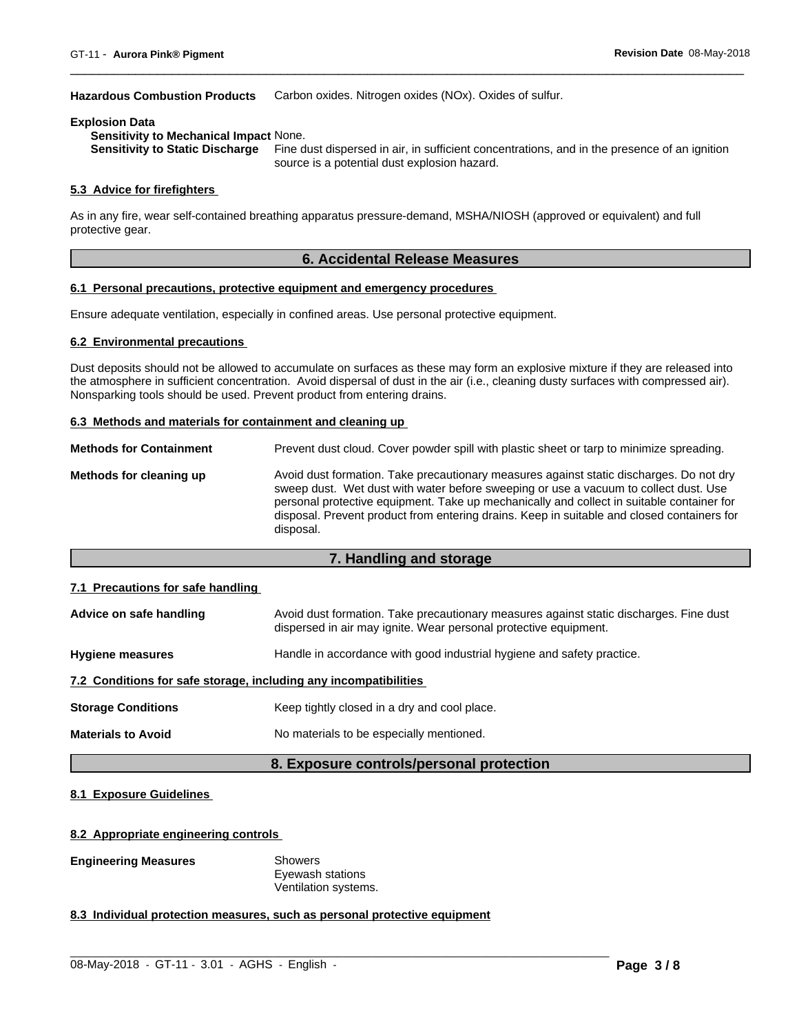**Hazardous Combustion Products** Carbon oxides. Nitrogen oxides (NOx). Oxides of sulfur.

**Explosion Data**

**Sensitivity to Mechanical Impact** None.

**Sensitivity to Static Discharge** Fine dust dispersed in air, in sufficient concentrations, and in the presence of an ignition source is a potential dust explosion hazard.

### 5.3 Advice for firefighters

As in any fire, wear self-contained breathing apparatus pressure-demand, MSHA/NIOSH (approved or equivalent) and full protective gear.

## 6. Accidental Release Measures

### 6.1 Personal precautions, protective equipment and emergency procedures

Ensure adequate ventilation, especially in confined areas. Use personal protective equipment.

### 6.2 Environmental precautions

Dust deposits should not be allowed to accumulate on surfaces as these may form an explosive mixture if they are released into the atmosphere in sufficient concentration. Avoid dispersal of dust in the air (i.e., cleaning dusty surfaces with compressed air). Nonsparking tools should be used. Prevent product from entering drains.

### 6.3 Methods and materials for containment and cleaning up

**Methods for Containment** Prevent dust cloud. Cover powder spill with plastic sheet or tarp to minimize spreading.

**Methods for cleaning up** Avoid dust formation. Take precautionary measures against static discharges. Do not dry sweep dust. Wet dust with water before sweeping or use a vacuum to collect dust. Use personal protective equipment. Take up mechanically and collect in suitable container for disposal. Prevent product from entering drains. Keep in suitable and closed containers for disposal.

## 7. Handling and storage

### 7.1 Precautions for safe handling

**Advice on safe handling** Avoid dust formation. Take precautionary measures against static discharges. Fine dust dispersed in air may ignite. Wear personal protective equipment.

**Hygiene measures** Handle in accordance with good industrial hygiene and safety practice.

### 7.2 Conditions for safe storage, including any incompatibilities

**Storage Conditions** Keep tightly closed in a dry and cool place.

**Materials to Avoid** No materials to be especially mentioned.

## 8. Exposure controls/personal protection

### 8.1 Exposure Guidelines

### 8.2 Appropriate engineering controls

**Engineering Measures** Showers
Eyewash stations
Ventilation systems.

### 8.3 Individual protection measures, such as personal protective equipment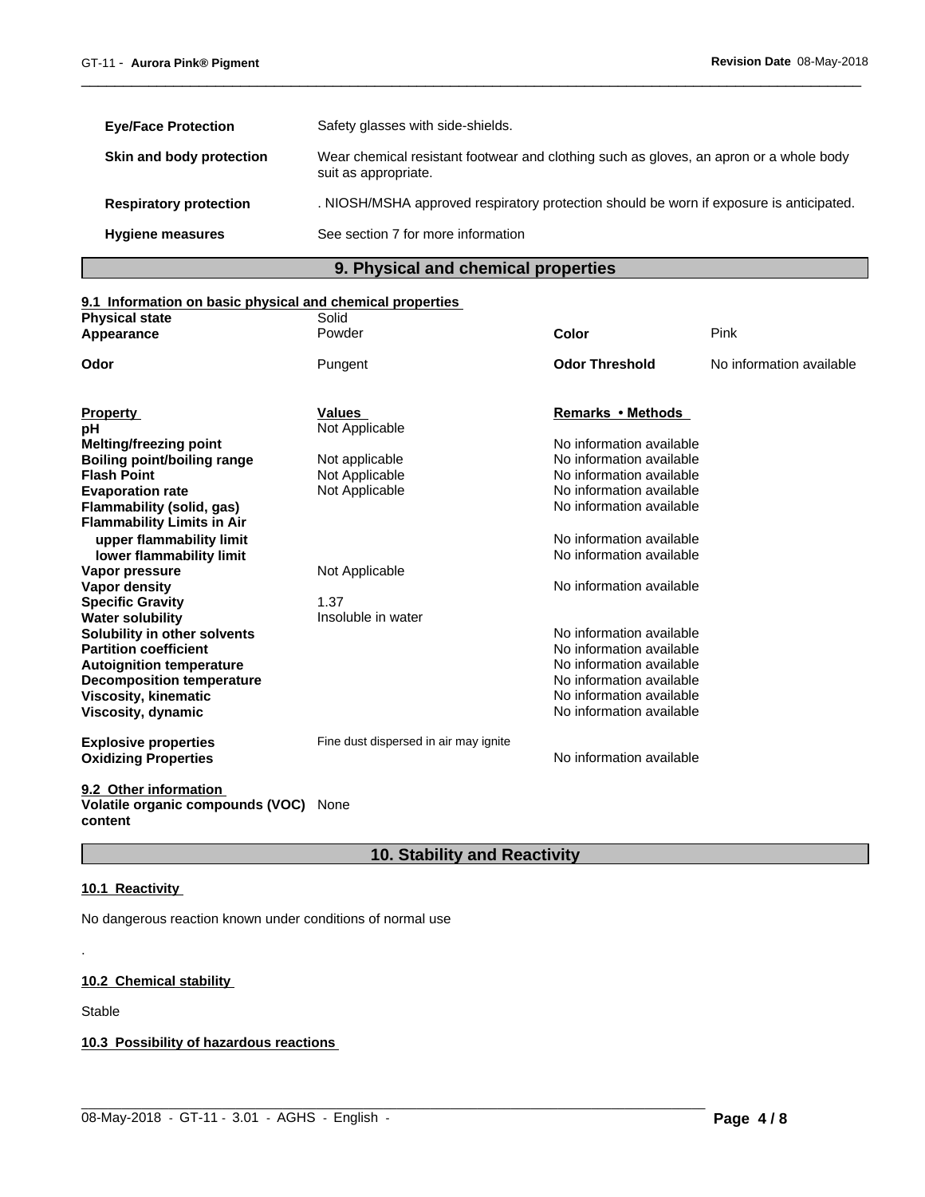| | |
|---|---|
| **Eye/Face Protection** | Safety glasses with side-shields. |
| **Skin and body protection** | Wear chemical resistant footwear and clothing such as gloves, an apron or a whole body suit as appropriate. |
| **Respiratory protection** | . NIOSH/MSHA approved respiratory protection should be worn if exposure is anticipated. |
| **Hygiene measures** | See section 7 for more information |

## 9. Physical and chemical properties

**9.1 Information on basic physical and chemical properties**

| | | | |
|---|---|---|---|
| **Physical state** | Solid | | |
| **Appearance** | Powder | **Color** | Pink |
| **Odor** | Pungent | **Odor Threshold** | No information available |

| **Property** | **Values** | **Remarks • Methods** |
|---|---|---|
| **pH** | Not Applicable | |
| **Melting/freezing point** | | No information available |
| **Boiling point/boiling range** | Not applicable | No information available |
| **Flash Point** | Not Applicable | No information available |
| **Evaporation rate** | Not Applicable | No information available |
| **Flammability (solid, gas)** | | No information available |
| **Flammability Limits in Air** | | |
| **upper flammability limit** | | No information available |
| **lower flammability limit** | | No information available |
| **Vapor pressure** | Not Applicable | |
| **Vapor density** | | No information available |
| **Specific Gravity** | 1.37 | |
| **Water solubility** | Insoluble in water | |
| **Solubility in other solvents** | | No information available |
| **Partition coefficient** | | No information available |
| **Autoignition temperature** | | No information available |
| **Decomposition temperature** | | No information available |
| **Viscosity, kinematic** | | No information available |
| **Viscosity, dynamic** | | No information available |
| **Explosive properties** | Fine dust dispersed in air may ignite | |
| **Oxidizing Properties** | | No information available |

**9.2 Other information**

**Volatile organic compounds (VOC) content** None

## 10. Stability and Reactivity

**10.1 Reactivity**

No dangerous reaction known under conditions of normal use

.

**10.2 Chemical stability**

Stable

**10.3 Possibility of hazardous reactions**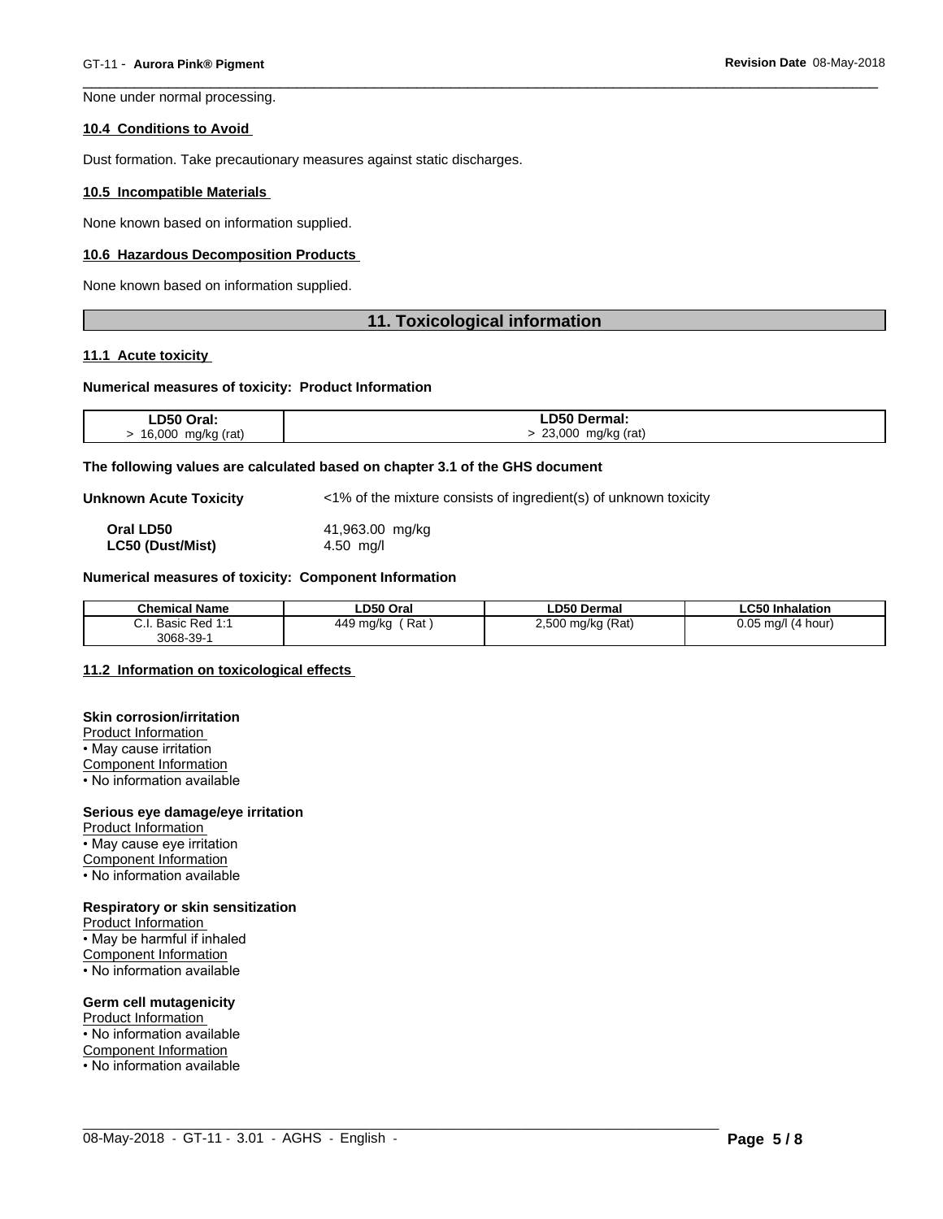None under normal processing.

### 10.4 Conditions to Avoid

Dust formation. Take precautionary measures against static discharges.

### 10.5 Incompatible Materials

None known based on information supplied.

### 10.6 Hazardous Decomposition Products

None known based on information supplied.

## 11. Toxicological information

### 11.1 Acute toxicity

**Numerical measures of toxicity: Product Information**

| LD50 Oral: | LD50 Dermal: |
|---|---|
| > 16,000 mg/kg (rat) | > 23,000 mg/kg (rat) |

**The following values are calculated based on chapter 3.1 of the GHS document**

**Unknown Acute Toxicity** <1% of the mixture consists of ingredient(s) of unknown toxicity

**Oral LD50** 41,963.00 mg/kg
**LC50 (Dust/Mist)** 4.50 mg/l

**Numerical measures of toxicity: Component Information**

| Chemical Name | LD50 Oral | LD50 Dermal | LC50 Inhalation |
|---|---|---|---|
| C.I. Basic Red 1:1 3068-39-1 | 449 mg/kg ( Rat ) | 2,500 mg/kg (Rat) | 0.05 mg/l (4 hour) |

### 11.2 Information on toxicological effects

**Skin corrosion/irritation**
Product Information
• May cause irritation
Component Information
• No information available

**Serious eye damage/eye irritation**
Product Information
• May cause eye irritation
Component Information
• No information available

**Respiratory or skin sensitization**
Product Information
• May be harmful if inhaled
Component Information
• No information available

**Germ cell mutagenicity**
Product Information
• No information available
Component Information
• No information available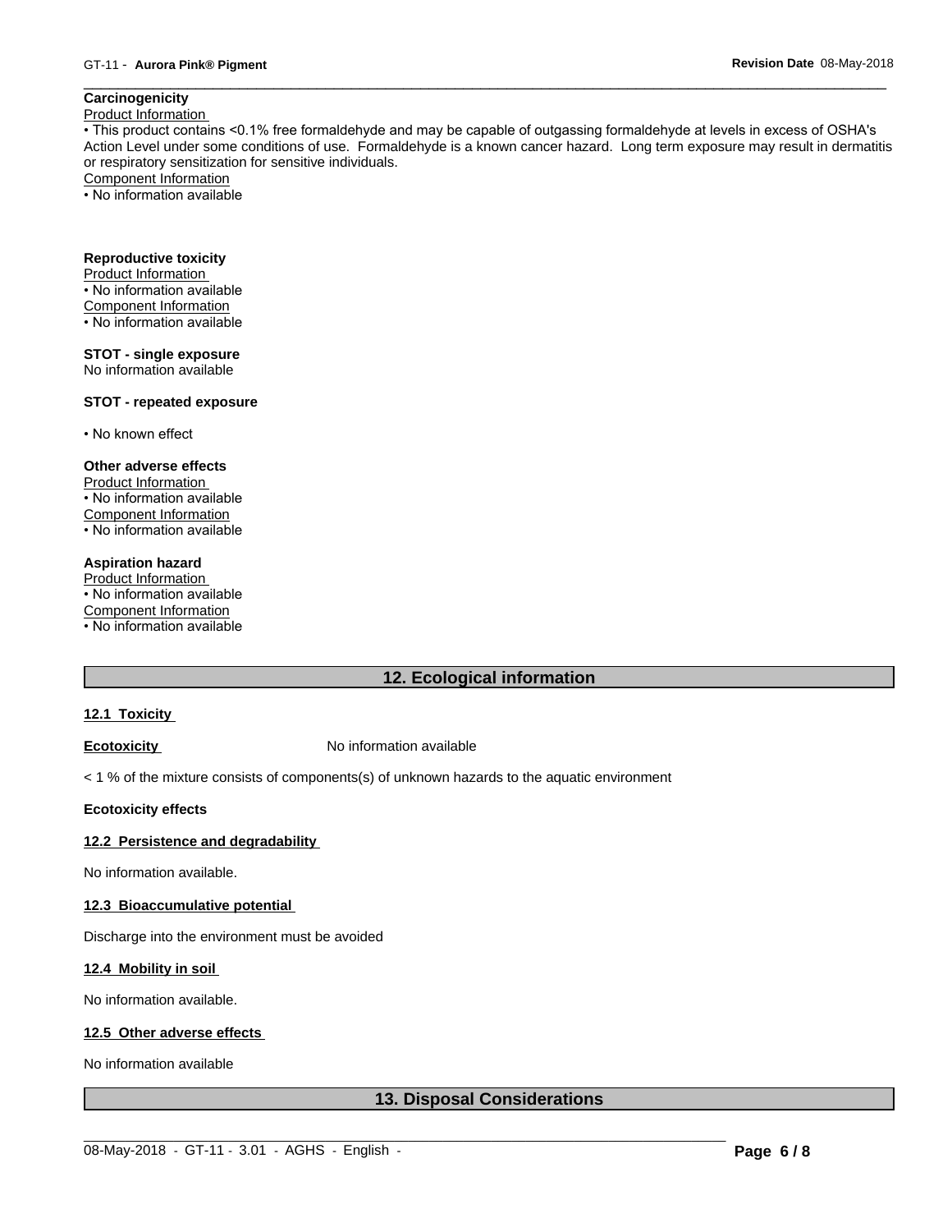**Carcinogenicity**

Product Information

• This product contains <0.1% free formaldehyde and may be capable of outgassing formaldehyde at levels in excess of OSHA's Action Level under some conditions of use. Formaldehyde is a known cancer hazard. Long term exposure may result in dermatitis or respiratory sensitization for sensitive individuals.

Component Information

• No information available

**Reproductive toxicity**

Product Information

• No information available

Component Information

• No information available

**STOT - single exposure**

No information available

**STOT - repeated exposure**

• No known effect

**Other adverse effects**

Product Information

• No information available

Component Information

• No information available

**Aspiration hazard**

Product Information

• No information available

Component Information

• No information available

## 12. Ecological information

### 12.1 Toxicity

**Ecotoxicity** No information available

< 1 % of the mixture consists of components(s) of unknown hazards to the aquatic environment

**Ecotoxicity effects**

### 12.2 Persistence and degradability

No information available.

### 12.3 Bioaccumulative potential

Discharge into the environment must be avoided

### 12.4 Mobility in soil

No information available.

### 12.5 Other adverse effects

No information available

## 13. Disposal Considerations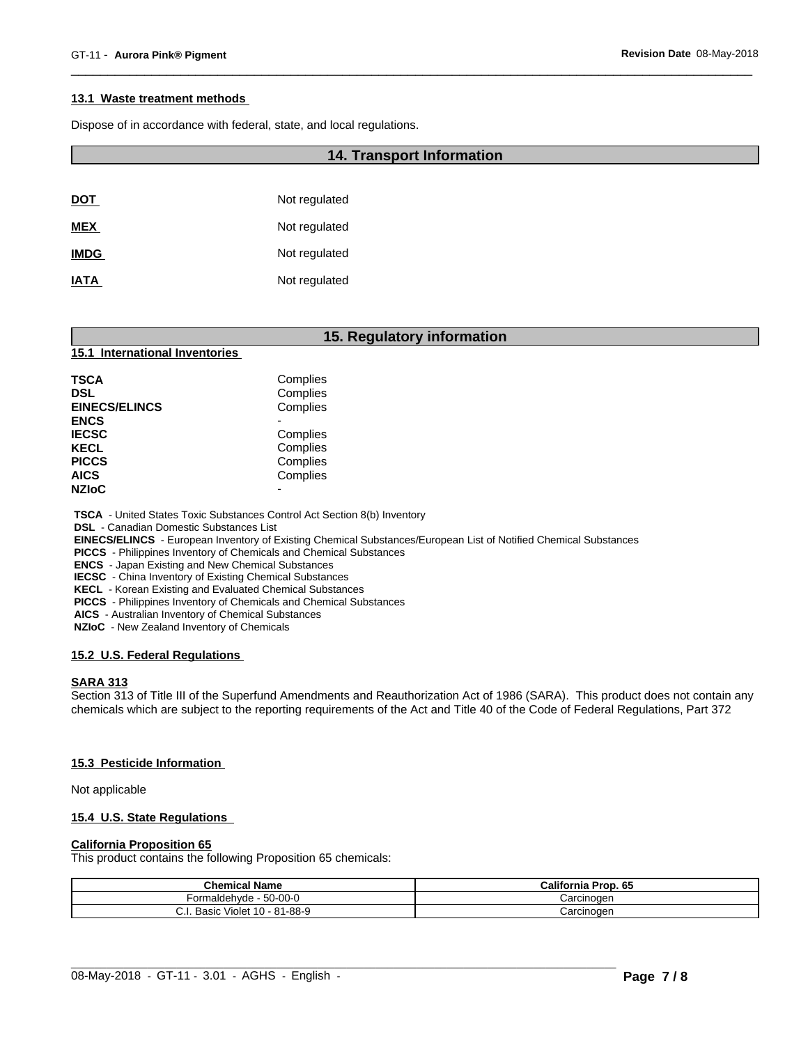### 13.1 Waste treatment methods

Dispose of in accordance with federal, state, and local regulations.

## 14. Transport Information

| | |
|---|---|
| **DOT** | Not regulated |
| **MEX** | Not regulated |
| **IMDG** | Not regulated |
| **IATA** | Not regulated |

## 15. Regulatory information

### 15.1 International Inventories

| | |
|---|---|
| **TSCA** | Complies |
| **DSL** | Complies |
| **EINECS/ELINCS** | Complies |
| **ENCS** | - |
| **IECSC** | Complies |
| **KECL** | Complies |
| **PICCS** | Complies |
| **AICS** | Complies |
| **NZIoC** | - |

**TSCA** - United States Toxic Substances Control Act Section 8(b) Inventory
**DSL** - Canadian Domestic Substances List
**EINECS/ELINCS** - European Inventory of Existing Chemical Substances/European List of Notified Chemical Substances
**PICCS** - Philippines Inventory of Chemicals and Chemical Substances
**ENCS** - Japan Existing and New Chemical Substances
**IECSC** - China Inventory of Existing Chemical Substances
**KECL** - Korean Existing and Evaluated Chemical Substances
**PICCS** - Philippines Inventory of Chemicals and Chemical Substances
**AICS** - Australian Inventory of Chemical Substances
**NZIoC** - New Zealand Inventory of Chemicals

### 15.2 U.S. Federal Regulations

**SARA 313**
Section 313 of Title III of the Superfund Amendments and Reauthorization Act of 1986 (SARA). This product does not contain any chemicals which are subject to the reporting requirements of the Act and Title 40 of the Code of Federal Regulations, Part 372

### 15.3 Pesticide Information

Not applicable

### 15.4 U.S. State Regulations

**California Proposition 65**
This product contains the following Proposition 65 chemicals:

| Chemical Name | California Prop. 65 |
|---|---|
| Formaldehyde - 50-00-0 | Carcinogen |
| C.I. Basic Violet 10 - 81-88-9 | Carcinogen |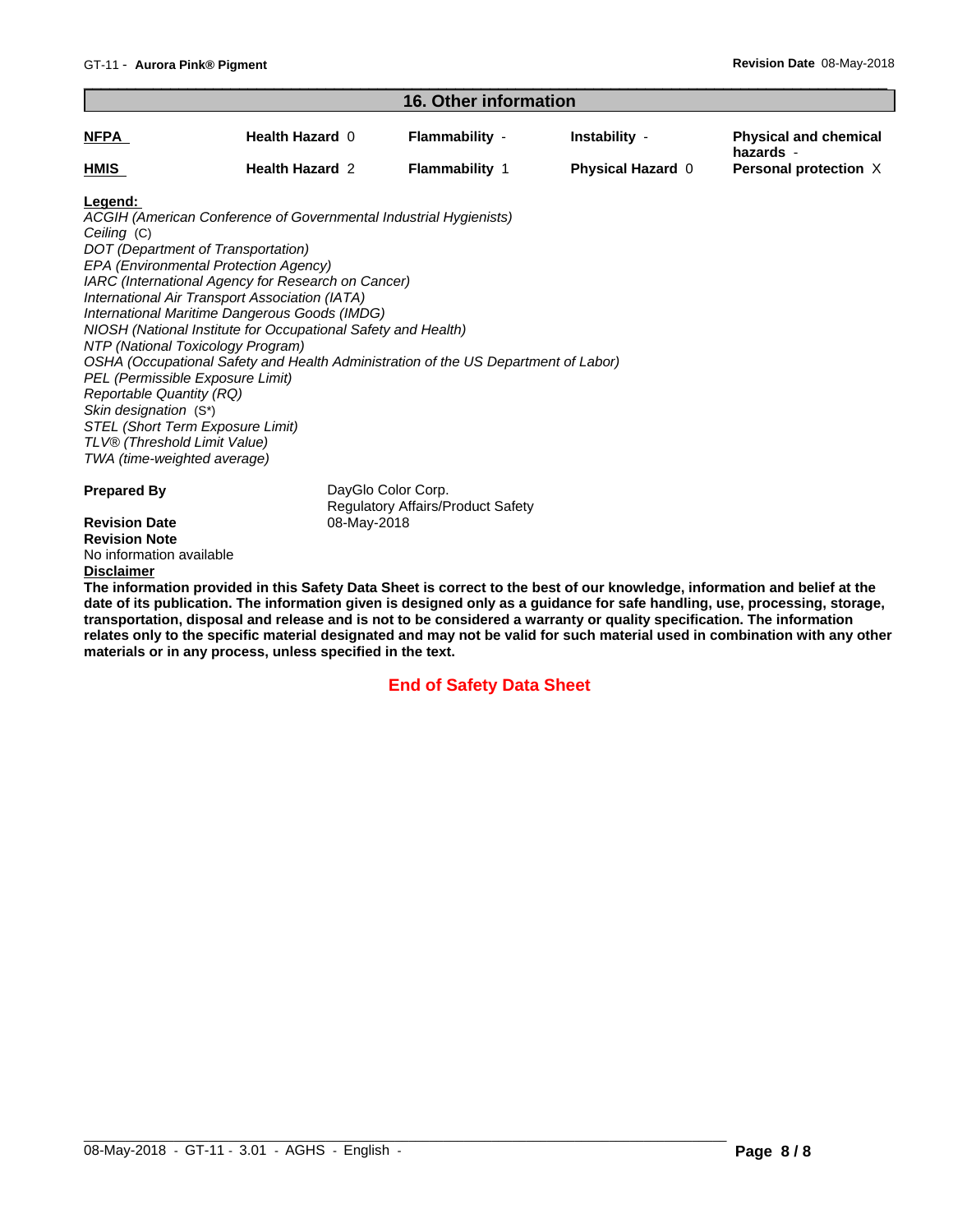## 16. Other information

| | | | | |
|---|---|---|---|---|
| **NFPA** | **Health Hazard** 0 | **Flammability** - | **Instability** - | **Physical and chemical hazards** - |
| **HMIS** | **Health Hazard** 2 | **Flammability** 1 | **Physical Hazard** 0 | **Personal protection** X |

**Legend:**

*ACGIH (American Conference of Governmental Industrial Hygienists)*
*Ceiling* (C)
*DOT (Department of Transportation)*
*EPA (Environmental Protection Agency)*
*IARC (International Agency for Research on Cancer)*
*International Air Transport Association (IATA)*
*International Maritime Dangerous Goods (IMDG)*
*NIOSH (National Institute for Occupational Safety and Health)*
*NTP (National Toxicology Program)*
*OSHA (Occupational Safety and Health Administration of the US Department of Labor)*
*PEL (Permissible Exposure Limit)*
*Reportable Quantity (RQ)*
*Skin designation* (S*)
*STEL (Short Term Exposure Limit)*
*TLV® (Threshold Limit Value)*
*TWA (time-weighted average)*

**Prepared By** DayGlo Color Corp.
Regulatory Affairs/Product Safety

**Revision Date** 08-May-2018

**Revision Note**
No information available

**Disclaimer**

**The information provided in this Safety Data Sheet is correct to the best of our knowledge, information and belief at the date of its publication. The information given is designed only as a guidance for safe handling, use, processing, storage, transportation, disposal and release and is not to be considered a warranty or quality specification. The information relates only to the specific material designated and may not be valid for such material used in combination with any other materials or in any process, unless specified in the text.**

**End of Safety Data Sheet**